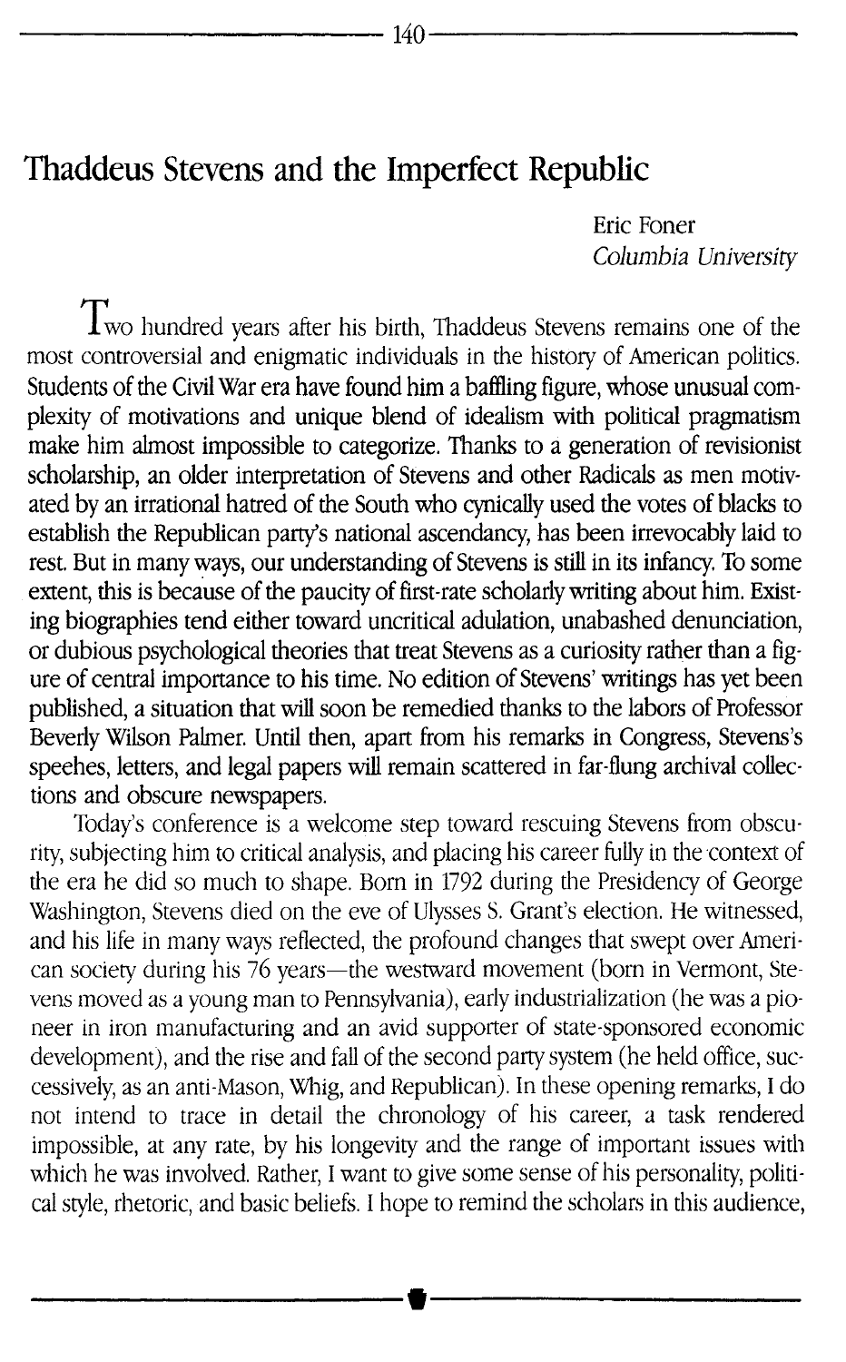# Thaddeus Stevens and the Imperfect Republic

Eric Foner
*Columbia University*

Two hundred years after his birth, Thaddeus Stevens remains one of the most controversial and enigmatic individuals in the history of American politics. Students of the Civil War era have found him a baffling figure, whose unusual complexity of motivations and unique blend of idealism with political pragmatism make him almost impossible to categorize. Thanks to a generation of revisionist scholarship, an older interpretation of Stevens and other Radicals as men motivated by an irrational hatred of the South who cynically used the votes of blacks to establish the Republican party's national ascendancy, has been irrevocably laid to rest. But in many ways, our understanding of Stevens is still in its infancy. To some extent, this is because of the paucity of first-rate scholarly writing about him. Existing biographies tend either toward uncritical adulation, unabashed denunciation, or dubious psychological theories that treat Stevens as a curiosity rather than a figure of central importance to his time. No edition of Stevens' writings has yet been published, a situation that will soon be remedied thanks to the labors of Professor Beverly Wilson Palmer. Until then, apart from his remarks in Congress, Stevens's speehes, letters, and legal papers will remain scattered in far-flung archival collections and obscure newspapers.

Today's conference is a welcome step toward rescuing Stevens from obscurity, subjecting him to critical analysis, and placing his career fully in the context of the era he did so much to shape. Born in 1792 during the Presidency of George Washington, Stevens died on the eve of Ulysses S. Grant's election. He witnessed, and his life in many ways reflected, the profound changes that swept over American society during his 76 years—the westward movement (born in Vermont, Stevens moved as a young man to Pennsylvania), early industrialization (he was a pioneer in iron manufacturing and an avid supporter of state-sponsored economic development), and the rise and fall of the second party system (he held office, successively, as an anti-Mason, Whig, and Republican). In these opening remarks, I do not intend to trace in detail the chronology of his career, a task rendered impossible, at any rate, by his longevity and the range of important issues with which he was involved. Rather, I want to give some sense of his personality, political style, rhetoric, and basic beliefs. I hope to remind the scholars in this audience,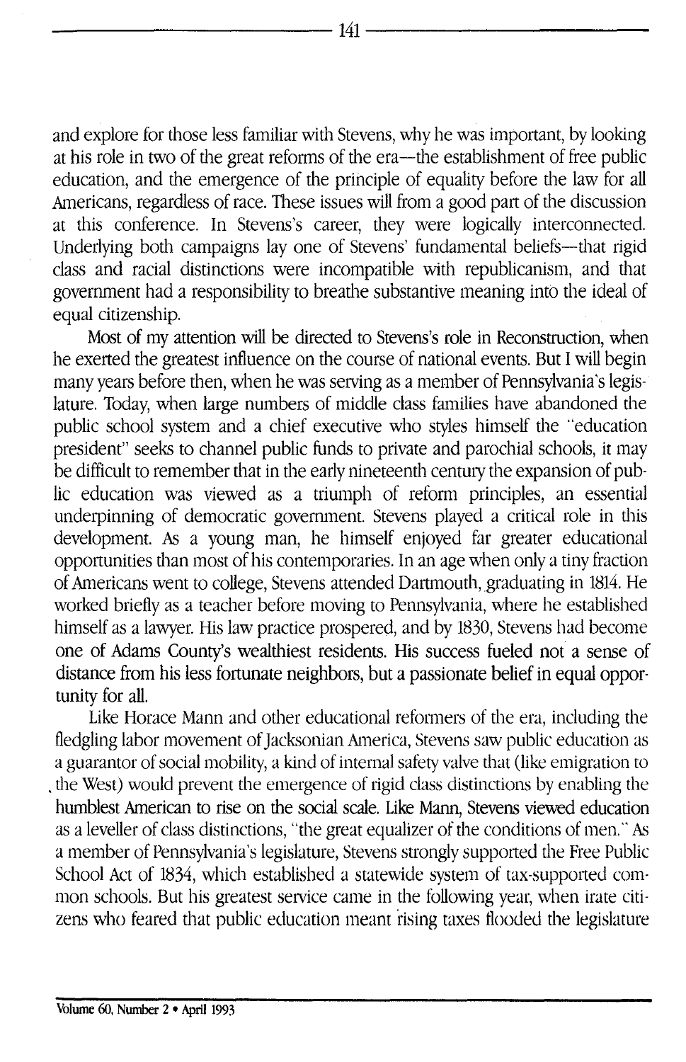and explore for those less familiar with Stevens, why he was important, by looking at his role in two of the great reforms of the era—the establishment of free public education, and the emergence of the principle of equality before the law for all Americans, regardless of race. These issues will from a good part of the discussion at this conference. In Stevens's career, they were logically interconnected. Underlying both campaigns lay one of Stevens' fundamental beliefs—that rigid class and racial distinctions were incompatible with republicanism, and that government had a responsibility to breathe substantive meaning into the ideal of equal citizenship.

Most of my attention will be directed to Stevens's role in Reconstruction, when he exerted the greatest influence on the course of national events. But I will begin many years before then, when he was serving as a member of Pennsylvania's legislature. Today, when large numbers of middle class families have abandoned the public school system and a chief executive who styles himself the "education president" seeks to channel public funds to private and parochial schools, it may be difficult to remember that in the early nineteenth century the expansion of public education was viewed as a triumph of reform principles, an essential underpinning of democratic government. Stevens played a critical role in this development. As a young man, he himself enjoyed far greater educational opportunities than most of his contemporaries. In an age when only a tiny fraction of Americans went to college, Stevens attended Dartmouth, graduating in 1814. He worked briefly as a teacher before moving to Pennsylvania, where he established himself as a lawyer. His law practice prospered, and by 1830, Stevens had become one of Adams County's wealthiest residents. His success fueled not a sense of distance from his less fortunate neighbors, but a passionate belief in equal opportunity for all.

Like Horace Mann and other educational reformers of the era, including the fledgling labor movement of Jacksonian America, Stevens saw public education as a guarantor of social mobility, a kind of internal safety valve that (like emigration to the West) would prevent the emergence of rigid class distinctions by enabling the humblest American to rise on the social scale. Like Mann, Stevens viewed education as a leveller of class distinctions, "the great equalizer of the conditions of men." As a member of Pennsylvania's legislature, Stevens strongly supported the Free Public School Act of 1834, which established a statewide system of tax-supported common schools. But his greatest service came in the following year, when irate citizens who feared that public education meant rising taxes flooded the legislature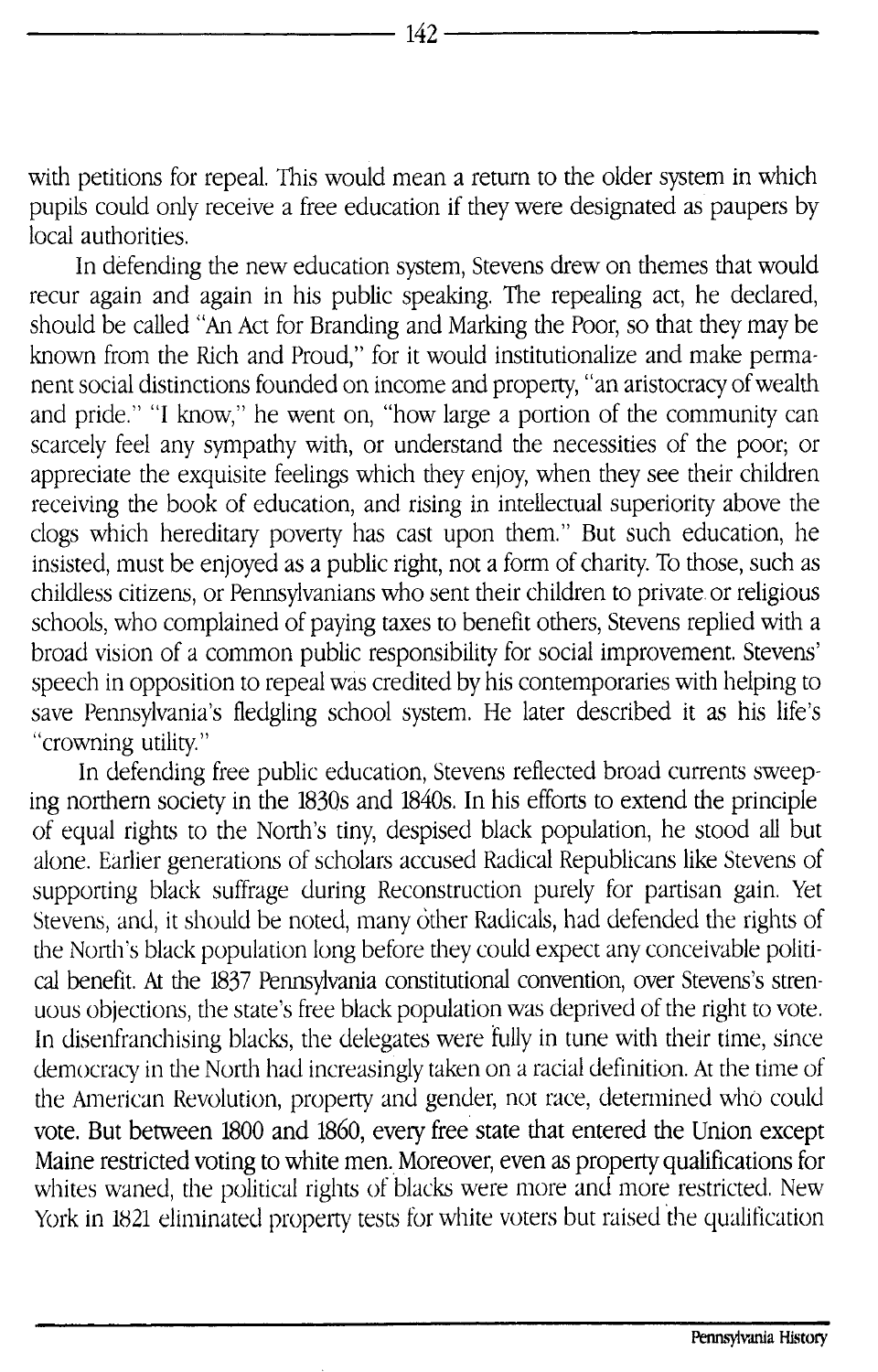with petitions for repeal. This would mean a return to the older system in which pupils could only receive a free education if they were designated as paupers by local authorities.

In defending the new education system, Stevens drew on themes that would recur again and again in his public speaking. The repealing act, he declared, should be called "An Act for Branding and Marking the Poor, so that they may be known from the Rich and Proud," for it would institutionalize and make permanent social distinctions founded on income and property, "an aristocracy of wealth and pride." "I know," he went on, "how large a portion of the community can scarcely feel any sympathy with, or understand the necessities of the poor; or appreciate the exquisite feelings which they enjoy, when they see their children receiving the book of education, and rising in intellectual superiority above the clogs which hereditary poverty has cast upon them." But such education, he insisted, must be enjoyed as a public right, not a form of charity. To those, such as childless citizens, or Pennsylvanians who sent their children to private or religious schools, who complained of paying taxes to benefit others, Stevens replied with a broad vision of a common public responsibility for social improvement. Stevens' speech in opposition to repeal was credited by his contemporaries with helping to save Pennsylvania's fledgling school system. He later described it as his life's "crowning utility."

In defending free public education, Stevens reflected broad currents sweeping northern society in the 1830s and 1840s. In his efforts to extend the principle of equal rights to the North's tiny, despised black population, he stood all but alone. Earlier generations of scholars accused Radical Republicans like Stevens of supporting black suffrage during Reconstruction purely for partisan gain. Yet Stevens, and, it should be noted, many other Radicals, had defended the rights of the North's black population long before they could expect any conceivable political benefit. At the 1837 Pennsylvania constitutional convention, over Stevens's strenuous objections, the state's free black population was deprived of the right to vote. In disenfranchising blacks, the delegates were fully in tune with their time, since democracy in the North had increasingly taken on a racial definition. At the time of the American Revolution, property and gender, not race, determined who could vote. But between 1800 and 1860, every free state that entered the Union except Maine restricted voting to white men. Moreover, even as property qualifications for whites waned, the political rights of blacks were more and more restricted. New York in 1821 eliminated property tests for white voters but raised the qualification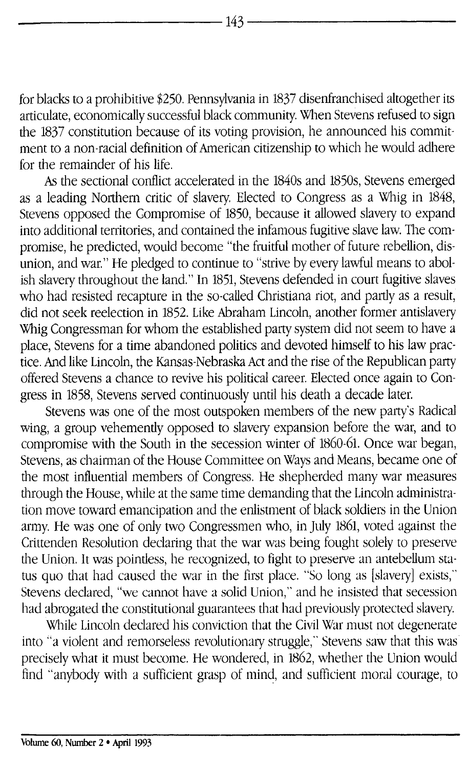for blacks to a prohibitive $250. Pennsylvania in 1837 disenfranchised altogether its articulate, economically successful black community. When Stevens refused to sign the 1837 constitution because of its voting provision, he announced his commitment to a non-racial definition of American citizenship to which he would adhere for the remainder of his life.

As the sectional conflict accelerated in the 1840s and 1850s, Stevens emerged as a leading Northern critic of slavery. Elected to Congress as a Whig in 1848, Stevens opposed the Compromise of 1850, because it allowed slavery to expand into additional territories, and contained the infamous fugitive slave law. The compromise, he predicted, would become "the fruitful mother of future rebellion, disunion, and war." He pledged to continue to "strive by every lawful means to abolish slavery throughout the land." In 1851, Stevens defended in court fugitive slaves who had resisted recapture in the so-called Christiana riot, and partly as a result, did not seek reelection in 1852. Like Abraham Lincoln, another former antislavery Whig Congressman for whom the established party system did not seem to have a place, Stevens for a time abandoned politics and devoted himself to his law practice. And like Lincoln, the Kansas-Nebraska Act and the rise of the Republican party offered Stevens a chance to revive his political career. Elected once again to Congress in 1858, Stevens served continuously until his death a decade later.

Stevens was one of the most outspoken members of the new party's Radical wing, a group vehemently opposed to slavery expansion before the war, and to compromise with the South in the secession winter of 1860-61. Once war began, Stevens, as chairman of the House Committee on Ways and Means, became one of the most influential members of Congress. He shepherded many war measures through the House, while at the same time demanding that the Lincoln administration move toward emancipation and the enlistment of black soldiers in the Union army. He was one of only two Congressmen who, in July 1861, voted against the Crittenden Resolution declaring that the war was being fought solely to preserve the Union. It was pointless, he recognized, to fight to preserve an antebellum status quo that had caused the war in the first place. "So long as [slavery] exists," Stevens declared, "we cannot have a solid Union," and he insisted that secession had abrogated the constitutional guarantees that had previously protected slavery.

While Lincoln declared his conviction that the Civil War must not degenerate into "a violent and remorseless revolutionary struggle," Stevens saw that this was precisely what it must become. He wondered, in 1862, whether the Union would find "anybody with a sufficient grasp of mind, and sufficient moral courage, to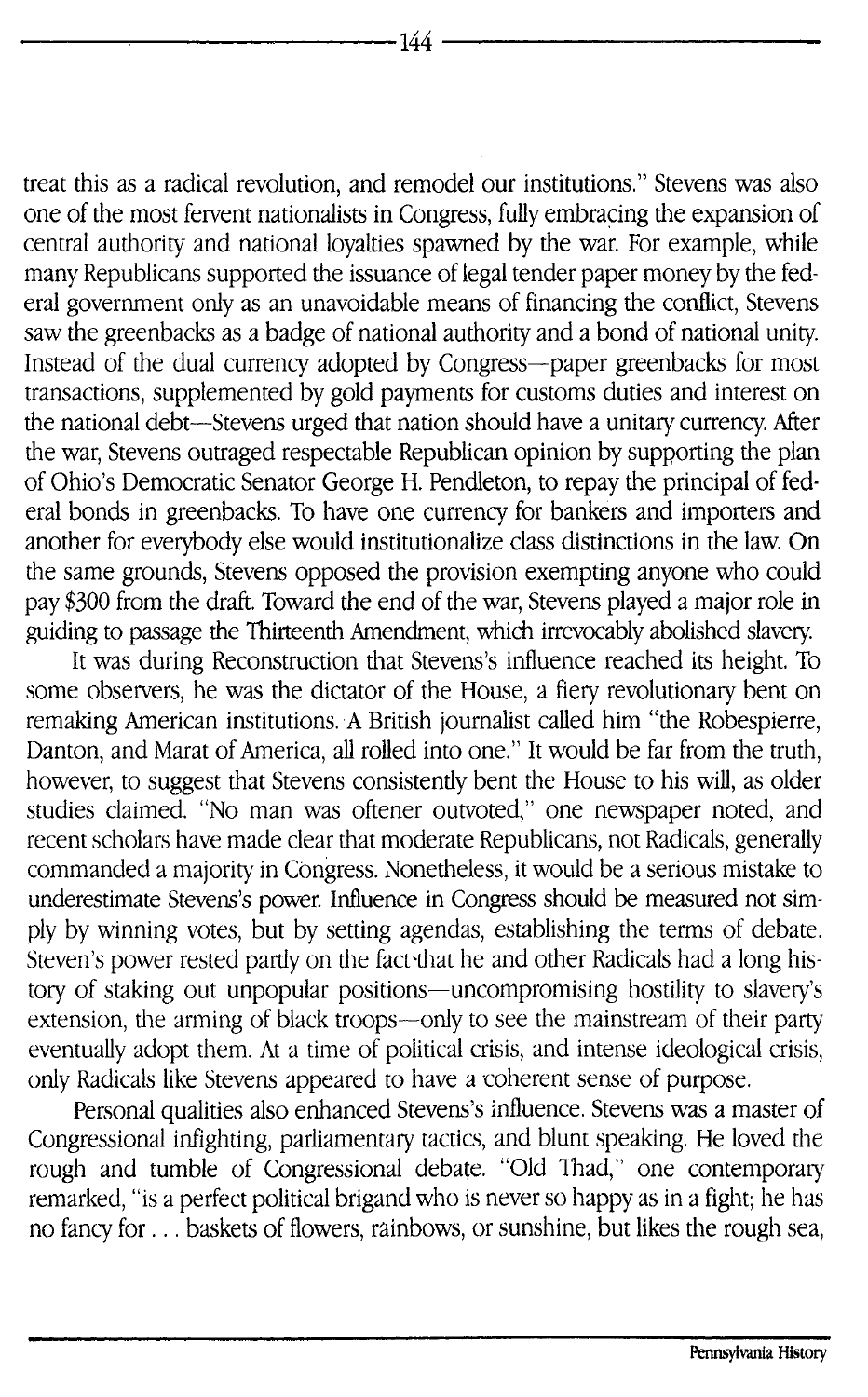treat this as a radical revolution, and remodel our institutions." Stevens was also one of the most fervent nationalists in Congress, fully embracing the expansion of central authority and national loyalties spawned by the war. For example, while many Republicans supported the issuance of legal tender paper money by the federal government only as an unavoidable means of financing the conflict, Stevens saw the greenbacks as a badge of national authority and a bond of national unity. Instead of the dual currency adopted by Congress—paper greenbacks for most transactions, supplemented by gold payments for customs duties and interest on the national debt—Stevens urged that nation should have a unitary currency. After the war, Stevens outraged respectable Republican opinion by supporting the plan of Ohio's Democratic Senator George H. Pendleton, to repay the principal of federal bonds in greenbacks. To have one currency for bankers and importers and another for everybody else would institutionalize class distinctions in the law. On the same grounds, Stevens opposed the provision exempting anyone who could pay $300 from the draft. Toward the end of the war, Stevens played a major role in guiding to passage the Thirteenth Amendment, which irrevocably abolished slavery.

It was during Reconstruction that Stevens's influence reached its height. To some observers, he was the dictator of the House, a fiery revolutionary bent on remaking American institutions. A British journalist called him "the Robespierre, Danton, and Marat of America, all rolled into one." It would be far from the truth, however, to suggest that Stevens consistently bent the House to his will, as older studies claimed. "No man was oftener outvoted," one newspaper noted, and recent scholars have made clear that moderate Republicans, not Radicals, generally commanded a majority in Congress. Nonetheless, it would be a serious mistake to underestimate Stevens's power. Influence in Congress should be measured not simply by winning votes, but by setting agendas, establishing the terms of debate. Steven's power rested partly on the fact that he and other Radicals had a long history of staking out unpopular positions—uncompromising hostility to slavery's extension, the arming of black troops—only to see the mainstream of their party eventually adopt them. At a time of political crisis, and intense ideological crisis, only Radicals like Stevens appeared to have a coherent sense of purpose.

Personal qualities also enhanced Stevens's influence. Stevens was a master of Congressional infighting, parliamentary tactics, and blunt speaking. He loved the rough and tumble of Congressional debate. "Old Thad," one contemporary remarked, "is a perfect political brigand who is never so happy as in a fight; he has no fancy for . . . baskets of flowers, rainbows, or sunshine, but likes the rough sea,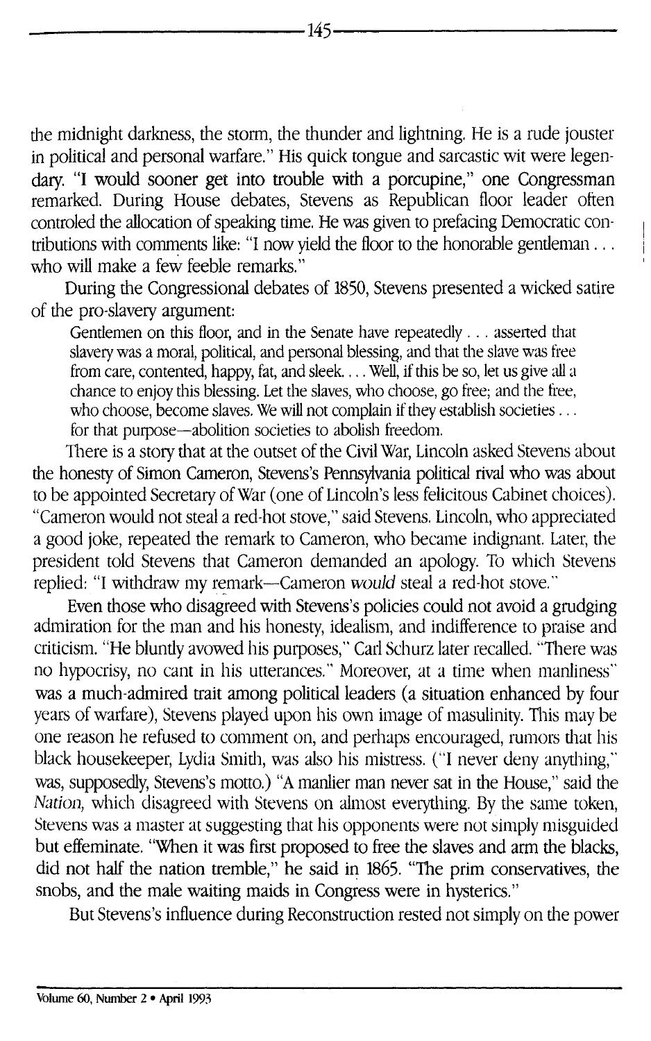the midnight darkness, the storm, the thunder and lightning. He is a rude jouster in political and personal warfare." His quick tongue and sarcastic wit were legendary. "I would sooner get into trouble with a porcupine," one Congressman remarked. During House debates, Stevens as Republican floor leader often controled the allocation of speaking time. He was given to prefacing Democratic contributions with comments like: "I now yield the floor to the honorable gentleman . . . who will make a few feeble remarks."

During the Congressional debates of 1850, Stevens presented a wicked satire of the pro-slavery argument:

> Gentlemen on this floor, and in the Senate have repeatedly . . . asserted that slavery was a moral, political, and personal blessing, and that the slave was free from care, contented, happy, fat, and sleek. . . . Well, if this be so, let us give all a chance to enjoy this blessing. Let the slaves, who choose, go free; and the free, who choose, become slaves. We will not complain if they establish societies . . . for that purpose—abolition societies to abolish freedom.

There is a story that at the outset of the Civil War, Lincoln asked Stevens about the honesty of Simon Cameron, Stevens's Pennsylvania political rival who was about to be appointed Secretary of War (one of Lincoln's less felicitous Cabinet choices). "Cameron would not steal a red-hot stove," said Stevens. Lincoln, who appreciated a good joke, repeated the remark to Cameron, who became indignant. Later, the president told Stevens that Cameron demanded an apology. To which Stevens replied: "I withdraw my remark—Cameron *would* steal a red-hot stove."

Even those who disagreed with Stevens's policies could not avoid a grudging admiration for the man and his honesty, idealism, and indifference to praise and criticism. "He bluntly avowed his purposes," Carl Schurz later recalled. "There was no hypocrisy, no cant in his utterances." Moreover, at a time when manliness" was a much-admired trait among political leaders (a situation enhanced by four years of warfare), Stevens played upon his own image of masulinity. This may be one reason he refused to comment on, and perhaps encouraged, rumors that his black housekeeper, Lydia Smith, was also his mistress. ("I never deny anything," was, supposedly, Stevens's motto.) "A manlier man never sat in the House," said the *Nation*, which disagreed with Stevens on almost everything. By the same token, Stevens was a master at suggesting that his opponents were not simply misguided but effeminate. "When it was first proposed to free the slaves and arm the blacks, did not half the nation tremble," he said in 1865. "The prim conservatives, the snobs, and the male waiting maids in Congress were in hysterics."

But Stevens's influence during Reconstruction rested not simply on the power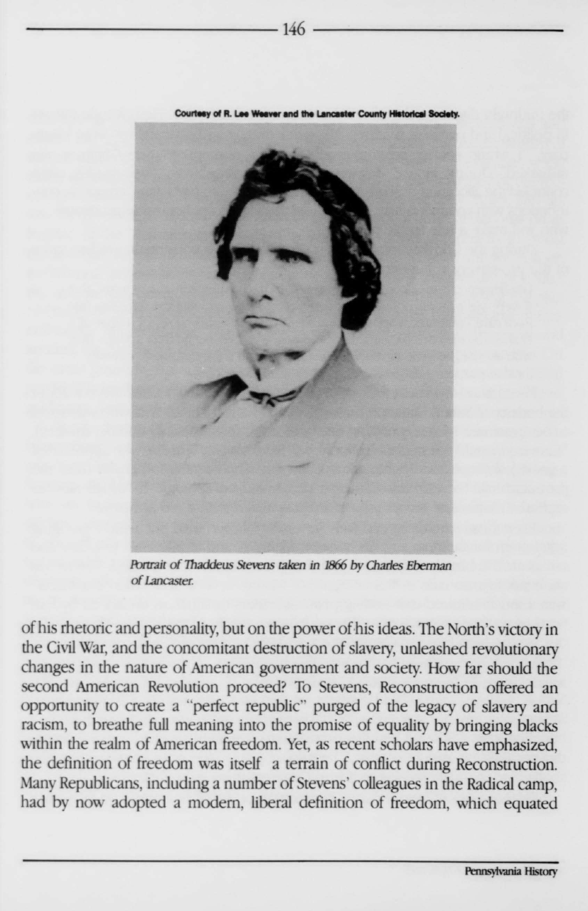Courtesy of R. Lee Weaver and the Lancaster County Historical Society.

*Portrait of Thaddeus Stevens taken in 1866 by Charles Eberman of Lancaster.*

of his rhetoric and personality, but on the power of his ideas. The North's victory in the Civil War, and the concomitant destruction of slavery, unleashed revolutionary changes in the nature of American government and society. How far should the second American Revolution proceed? To Stevens, Reconstruction offered an opportunity to create a "perfect republic" purged of the legacy of slavery and racism, to breathe full meaning into the promise of equality by bringing blacks within the realm of American freedom. Yet, as recent scholars have emphasized, the definition of freedom was itself a terrain of conflict during Reconstruction. Many Republicans, including a number of Stevens' colleagues in the Radical camp, had by now adopted a modern, liberal definition of freedom, which equated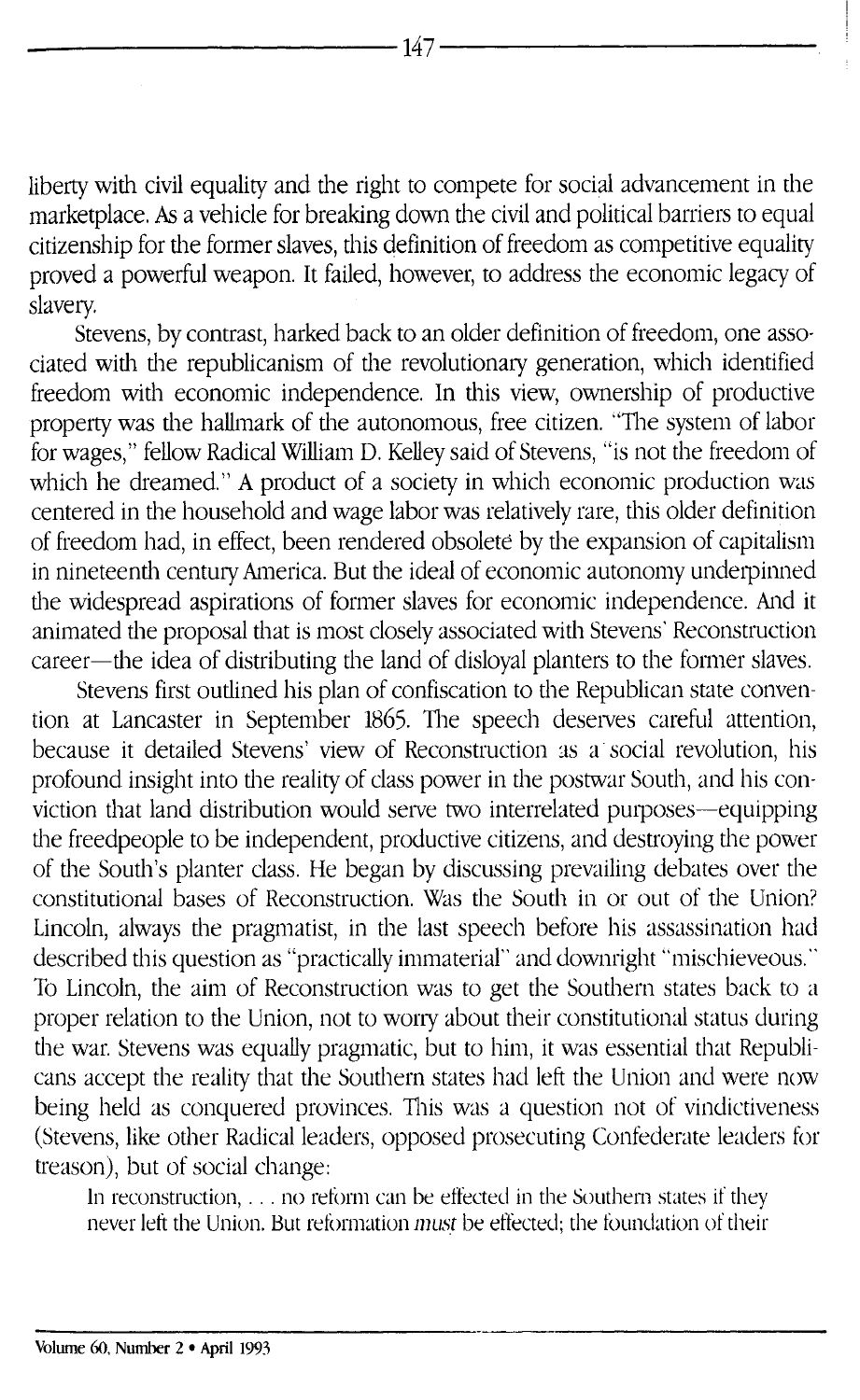liberty with civil equality and the right to compete for social advancement in the marketplace. As a vehicle for breaking down the civil and political barriers to equal citizenship for the former slaves, this definition of freedom as competitive equality proved a powerful weapon. It failed, however, to address the economic legacy of slavery.

Stevens, by contrast, harked back to an older definition of freedom, one associated with the republicanism of the revolutionary generation, which identified freedom with economic independence. In this view, ownership of productive property was the hallmark of the autonomous, free citizen. "The system of labor for wages," fellow Radical William D. Kelley said of Stevens, "is not the freedom of which he dreamed." A product of a society in which economic production was centered in the household and wage labor was relatively rare, this older definition of freedom had, in effect, been rendered obsolete by the expansion of capitalism in nineteenth century America. But the ideal of economic autonomy underpinned the widespread aspirations of former slaves for economic independence. And it animated the proposal that is most closely associated with Stevens' Reconstruction career—the idea of distributing the land of disloyal planters to the former slaves.

Stevens first outlined his plan of confiscation to the Republican state convention at Lancaster in September 1865. The speech deserves careful attention, because it detailed Stevens' view of Reconstruction as a social revolution, his profound insight into the reality of class power in the postwar South, and his conviction that land distribution would serve two interrelated purposes—equipping the freedpeople to be independent, productive citizens, and destroying the power of the South's planter class. He began by discussing prevailing debates over the constitutional bases of Reconstruction. Was the South in or out of the Union? Lincoln, always the pragmatist, in the last speech before his assassination had described this question as "practically immaterial" and downright "mischieveous." To Lincoln, the aim of Reconstruction was to get the Southern states back to a proper relation to the Union, not to worry about their constitutional status during the war. Stevens was equally pragmatic, but to him, it was essential that Republicans accept the reality that the Southern states had left the Union and were now being held as conquered provinces. This was a question not of vindictiveness (Stevens, like other Radical leaders, opposed prosecuting Confederate leaders for treason), but of social change:

> In reconstruction, . . . no reform can be effected in the Southern states if they never left the Union. But reformation *must* be effected; the foundation of their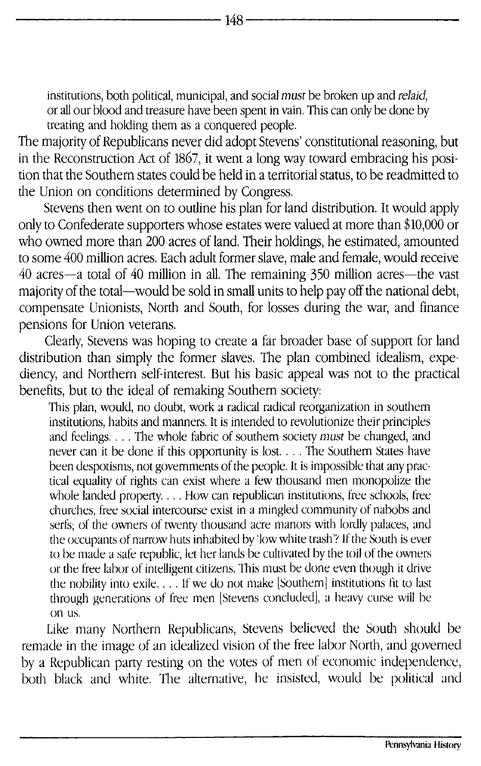> institutions, both political, municipal, and social *must* be broken up and *relaid*, or all our blood and treasure have been spent in vain. This can only be done by treating and holding them as a conquered people.

The majority of Republicans never did adopt Stevens' constitutional reasoning, but in the Reconstruction Act of 1867, it went a long way toward embracing his position that the Southern states could be held in a territorial status, to be readmitted to the Union on conditions determined by Congress.

Stevens then went on to outline his plan for land distribution. It would apply only to Confederate supporters whose estates were valued at more than $10,000 or who owned more than 200 acres of land. Their holdings, he estimated, amounted to some 400 million acres. Each adult former slave, male and female, would receive 40 acres—a total of 40 million in all. The remaining 350 million acres—the vast majority of the total—would be sold in small units to help pay off the national debt, compensate Unionists, North and South, for losses during the war, and finance pensions for Union veterans.

Clearly, Stevens was hoping to create a far broader base of support for land distribution than simply the former slaves. The plan combined idealism, expediency, and Northern self-interest. But his basic appeal was not to the practical benefits, but to the ideal of remaking Southern society:

> This plan, would, no doubt, work a radical radical reorganization in southern institutions, habits and manners. It is intended to revolutionize their principles and feelings. . . . The whole fabric of southern society *must* be changed, and never can it be done if this opportunity is lost. . . . The Southern States have been despotisms, not governments of the people. It is impossible that any practical equality of rights can exist where a few thousand men monopolize the whole landed property. . . . How can republican institutions, free schools, free churches, free social intercourse exist in a mingled community of nabobs and serfs; of the owners of twenty thousand acre manors with lordly palaces, and the occupants of narrow huts inhabited by 'low white trash'? If the South is ever to be made a safe republic, let her lands be cultivated by the toil of the owners or the free labor of intelligent citizens. This must be done even though it drive the nobility into exile. . . . If we do not make [Southern] institutions fit to last through generations of free men [Stevens concluded], a heavy curse will be on us.

Like many Northern Republicans, Stevens believed the South should be remade in the image of an idealized vision of the free labor North, and governed by a Republican party resting on the votes of men of economic independence, both black and white. The alternative, he insisted, would be political and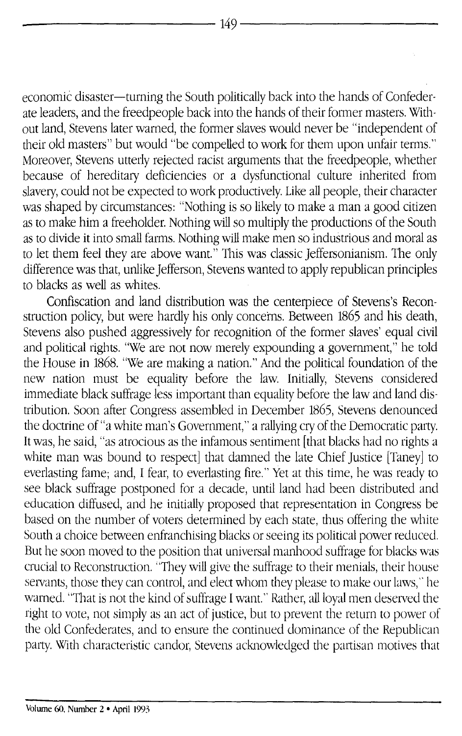economic disaster—turning the South politically back into the hands of Confederate leaders, and the freedpeople back into the hands of their former masters. Without land, Stevens later warned, the former slaves would never be "independent of their old masters" but would "be compelled to work for them upon unfair terms." Moreover, Stevens utterly rejected racist arguments that the freedpeople, whether because of hereditary deficiencies or a dysfunctional culture inherited from slavery, could not be expected to work productively. Like all people, their character was shaped by circumstances: "Nothing is so likely to make a man a good citizen as to make him a freeholder. Nothing will so multiply the productions of the South as to divide it into small farms. Nothing will make men so industrious and moral as to let them feel they are above want." This was classic Jeffersonianism. The only difference was that, unlike Jefferson, Stevens wanted to apply republican principles to blacks as well as whites.

Confiscation and land distribution was the centerpiece of Stevens's Reconstruction policy, but were hardly his only concerns. Between 1865 and his death, Stevens also pushed aggressively for recognition of the former slaves' equal civil and political rights. "We are not now merely expounding a government," he told the House in 1868. "We are making a nation." And the political foundation of the new nation must be equality before the law. Initially, Stevens considered immediate black suffrage less important than equality before the law and land distribution. Soon after Congress assembled in December 1865, Stevens denounced the doctrine of "a white man's Government," a rallying cry of the Democratic party. It was, he said, "as atrocious as the infamous sentiment [that blacks had no rights a white man was bound to respect] that damned the late Chief Justice [Taney] to everlasting fame; and, I fear, to everlasting fire." Yet at this time, he was ready to see black suffrage postponed for a decade, until land had been distributed and education diffused, and he initially proposed that representation in Congress be based on the number of voters determined by each state, thus offering the white South a choice between enfranchising blacks or seeing its political power reduced. But he soon moved to the position that universal manhood suffrage for blacks was crucial to Reconstruction. "They will give the suffrage to their menials, their house servants, those they can control, and elect whom they please to make our laws," he warned. "That is not the kind of suffrage I want." Rather, all loyal men deserved the right to vote, not simply as an act of justice, but to prevent the return to power of the old Confederates, and to ensure the continued dominance of the Republican party. With characteristic candor, Stevens acknowledged the partisan motives that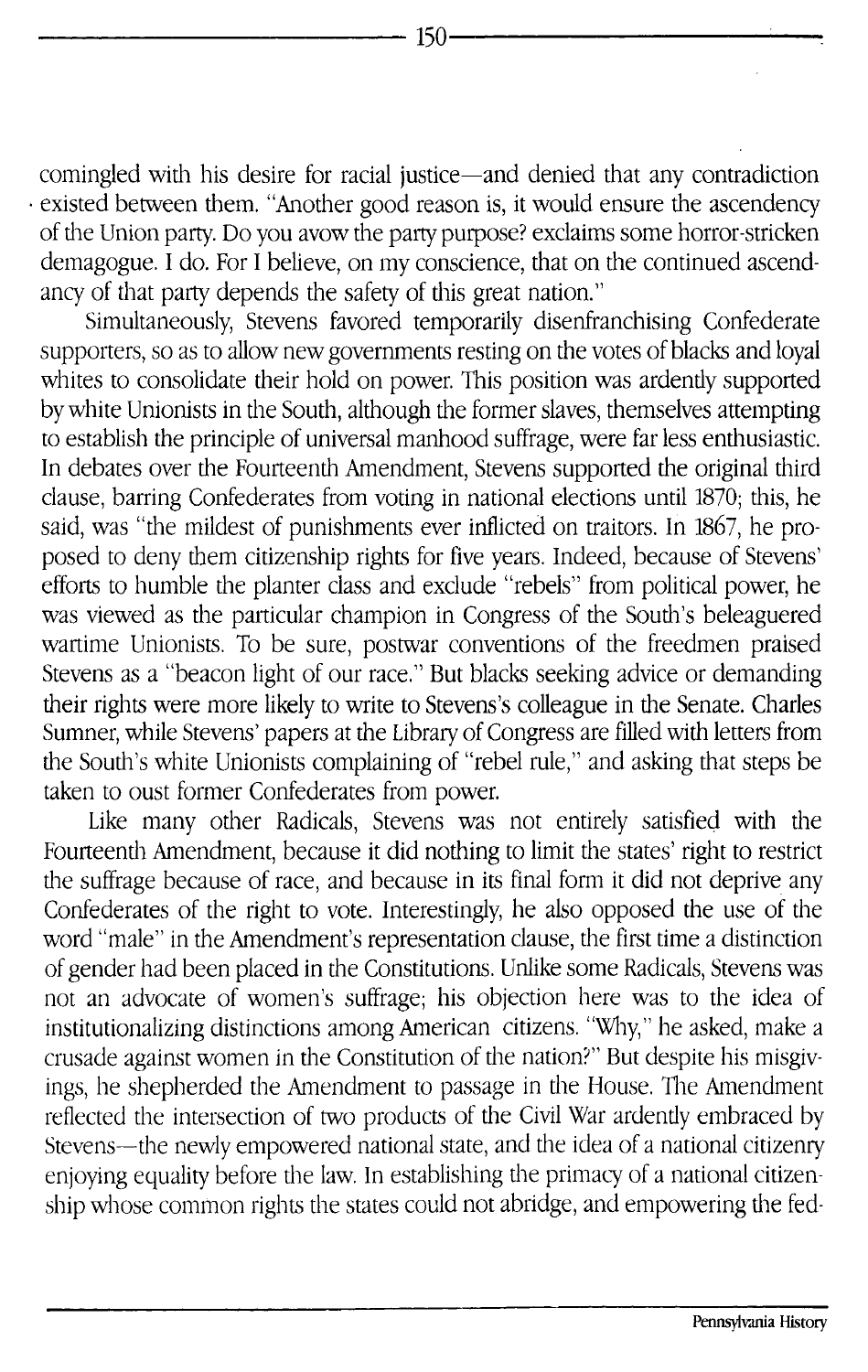comingled with his desire for racial justice—and denied that any contradiction existed between them. "Another good reason is, it would ensure the ascendency of the Union party. Do you avow the party purpose? exclaims some horror-stricken demagogue. I do. For I believe, on my conscience, that on the continued ascendancy of that party depends the safety of this great nation."

Simultaneously, Stevens favored temporarily disenfranchising Confederate supporters, so as to allow new governments resting on the votes of blacks and loyal whites to consolidate their hold on power. This position was ardently supported by white Unionists in the South, although the former slaves, themselves attempting to establish the principle of universal manhood suffrage, were far less enthusiastic. In debates over the Fourteenth Amendment, Stevens supported the original third clause, barring Confederates from voting in national elections until 1870; this, he said, was "the mildest of punishments ever inflicted on traitors. In 1867, he proposed to deny them citizenship rights for five years. Indeed, because of Stevens' efforts to humble the planter class and exclude "rebels" from political power, he was viewed as the particular champion in Congress of the South's beleaguered wartime Unionists. To be sure, postwar conventions of the freedmen praised Stevens as a "beacon light of our race." But blacks seeking advice or demanding their rights were more likely to write to Stevens's colleague in the Senate. Charles Sumner, while Stevens' papers at the Library of Congress are filled with letters from the South's white Unionists complaining of "rebel rule," and asking that steps be taken to oust former Confederates from power.

Like many other Radicals, Stevens was not entirely satisfied with the Fourteenth Amendment, because it did nothing to limit the states' right to restrict the suffrage because of race, and because in its final form it did not deprive any Confederates of the right to vote. Interestingly, he also opposed the use of the word "male" in the Amendment's representation clause, the first time a distinction of gender had been placed in the Constitutions. Unlike some Radicals, Stevens was not an advocate of women's suffrage; his objection here was to the idea of institutionalizing distinctions among American citizens. "Why," he asked, make a crusade against women in the Constitution of the nation?" But despite his misgivings, he shepherded the Amendment to passage in the House. The Amendment reflected the intersection of two products of the Civil War ardently embraced by Stevens—the newly empowered national state, and the idea of a national citizenry enjoying equality before the law. In establishing the primacy of a national citizenship whose common rights the states could not abridge, and empowering the fed-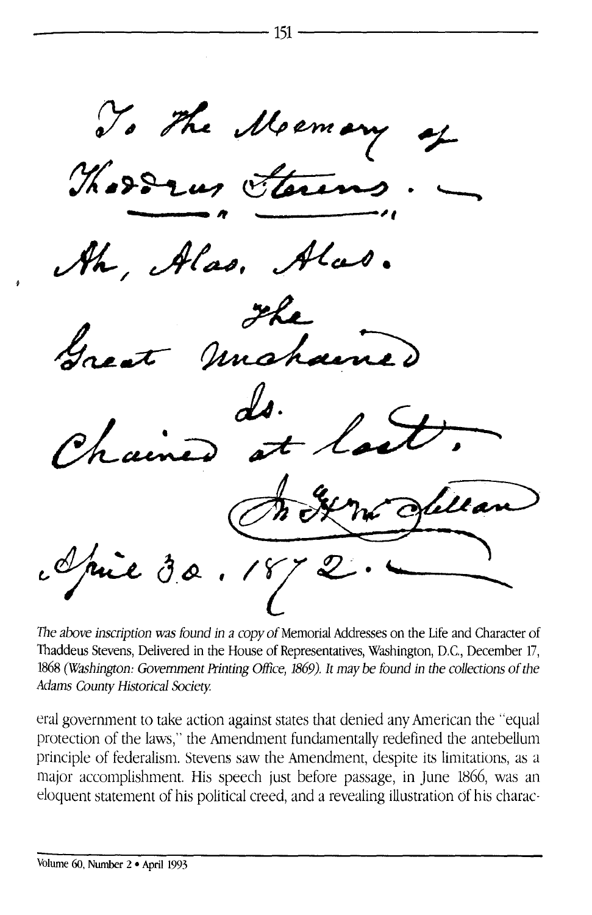To the Memory of
Thaddeus Stevens. —

Ah, Alas, Alas.
The
Great Unchained
is.
Chained at last.

Jn. Geo. McLellan

April 30, 1872. —

*The above inscription was found in a copy of* Memorial Addresses on the Life and Character of Thaddeus Stevens, Delivered in the House of Representatives, Washington, D.C., December 17, 1868 *(Washington: Government Printing Office, 1869). It may be found in the collections of the Adams County Historical Society.*

eral government to take action against states that denied any American the "equal protection of the laws," the Amendment fundamentally redefined the antebellum principle of federalism. Stevens saw the Amendment, despite its limitations, as a major accomplishment. His speech just before passage, in June 1866, was an eloquent statement of his political creed, and a revealing illustration of his charac-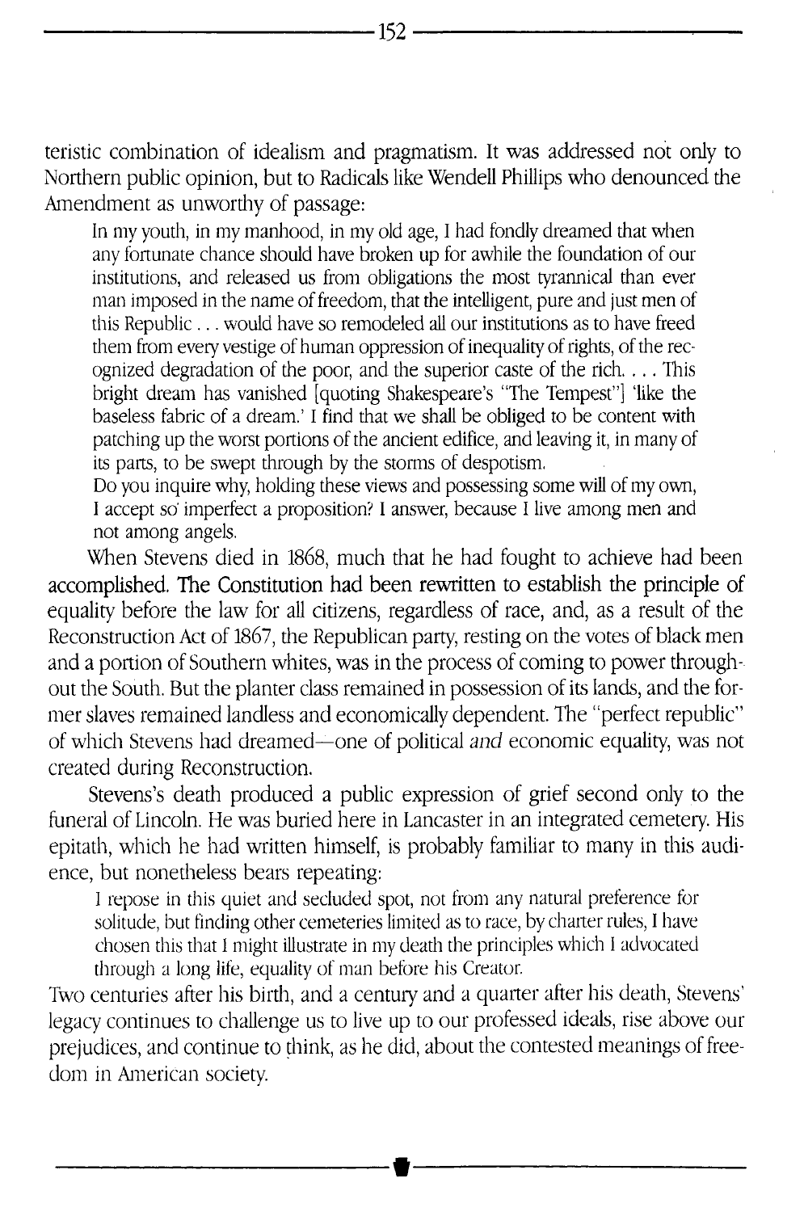teristic combination of idealism and pragmatism. It was addressed not only to Northern public opinion, but to Radicals like Wendell Phillips who denounced the Amendment as unworthy of passage:

> In my youth, in my manhood, in my old age, I had fondly dreamed that when any fortunate chance should have broken up for awhile the foundation of our institutions, and released us from obligations the most tyrannical than ever man imposed in the name of freedom, that the intelligent, pure and just men of this Republic . . . would have so remodeled all our institutions as to have freed them from every vestige of human oppression of inequality of rights, of the recognized degradation of the poor, and the superior caste of the rich. . . . This bright dream has vanished [quoting Shakespeare's "The Tempest"] 'like the baseless fabric of a dream.' I find that we shall be obliged to be content with patching up the worst portions of the ancient edifice, and leaving it, in many of its parts, to be swept through by the storms of despotism.
>
> Do you inquire why, holding these views and possessing some will of my own, I accept so imperfect a proposition? I answer, because I live among men and not among angels.

When Stevens died in 1868, much that he had fought to achieve had been accomplished. The Constitution had been rewritten to establish the principle of equality before the law for all citizens, regardless of race, and, as a result of the Reconstruction Act of 1867, the Republican party, resting on the votes of black men and a portion of Southern whites, was in the process of coming to power throughout the South. But the planter class remained in possession of its lands, and the former slaves remained landless and economically dependent. The "perfect republic" of which Stevens had dreamed—one of political *and* economic equality, was not created during Reconstruction.

Stevens's death produced a public expression of grief second only to the funeral of Lincoln. He was buried here in Lancaster in an integrated cemetery. His epitath, which he had written himself, is probably familiar to many in this audience, but nonetheless bears repeating:

> I repose in this quiet and secluded spot, not from any natural preference for solitude, but finding other cemeteries limited as to race, by charter rules, I have chosen this that I might illustrate in my death the principles which I advocated through a long life, equality of man before his Creator.

Two centuries after his birth, and a century and a quarter after his death, Stevens' legacy continues to challenge us to live up to our professed ideals, rise above our prejudices, and continue to think, as he did, about the contested meanings of freedom in American society.